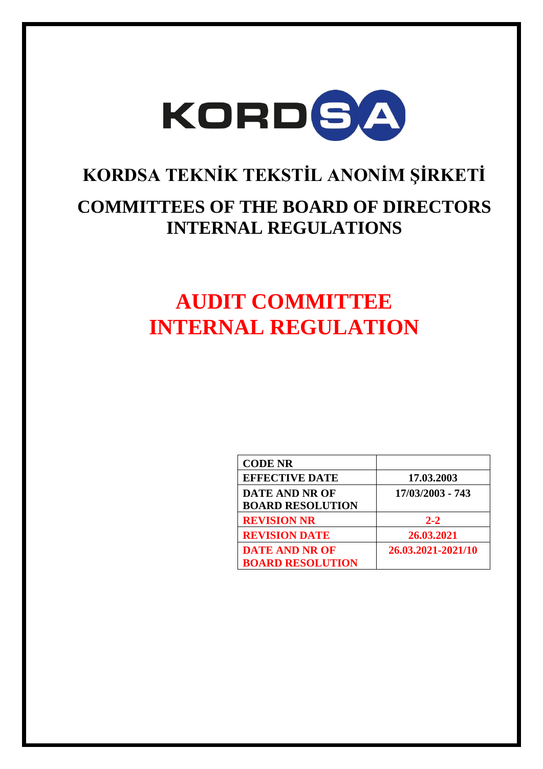KORDSA

# KORDSA TEKNİK TEKSTİL ANONİM ŞİRKETİ

# COMMITTEES OF THE BOARD OF DIRECTORS INTERNAL REGULATIONS

# AUDIT COMMITTEE INTERNAL REGULATION

| | |
|---|---|
| **CODE NR** | |
| **EFFECTIVE DATE** | **17.03.2003** |
| **DATE AND NR OF BOARD RESOLUTION** | **17/03/2003 - 743** |
| **REVISION NR** | **2-2** |
| **REVISION DATE** | **26.03.2021** |
| **DATE AND NR OF BOARD RESOLUTION** | **26.03.2021-2021/10** |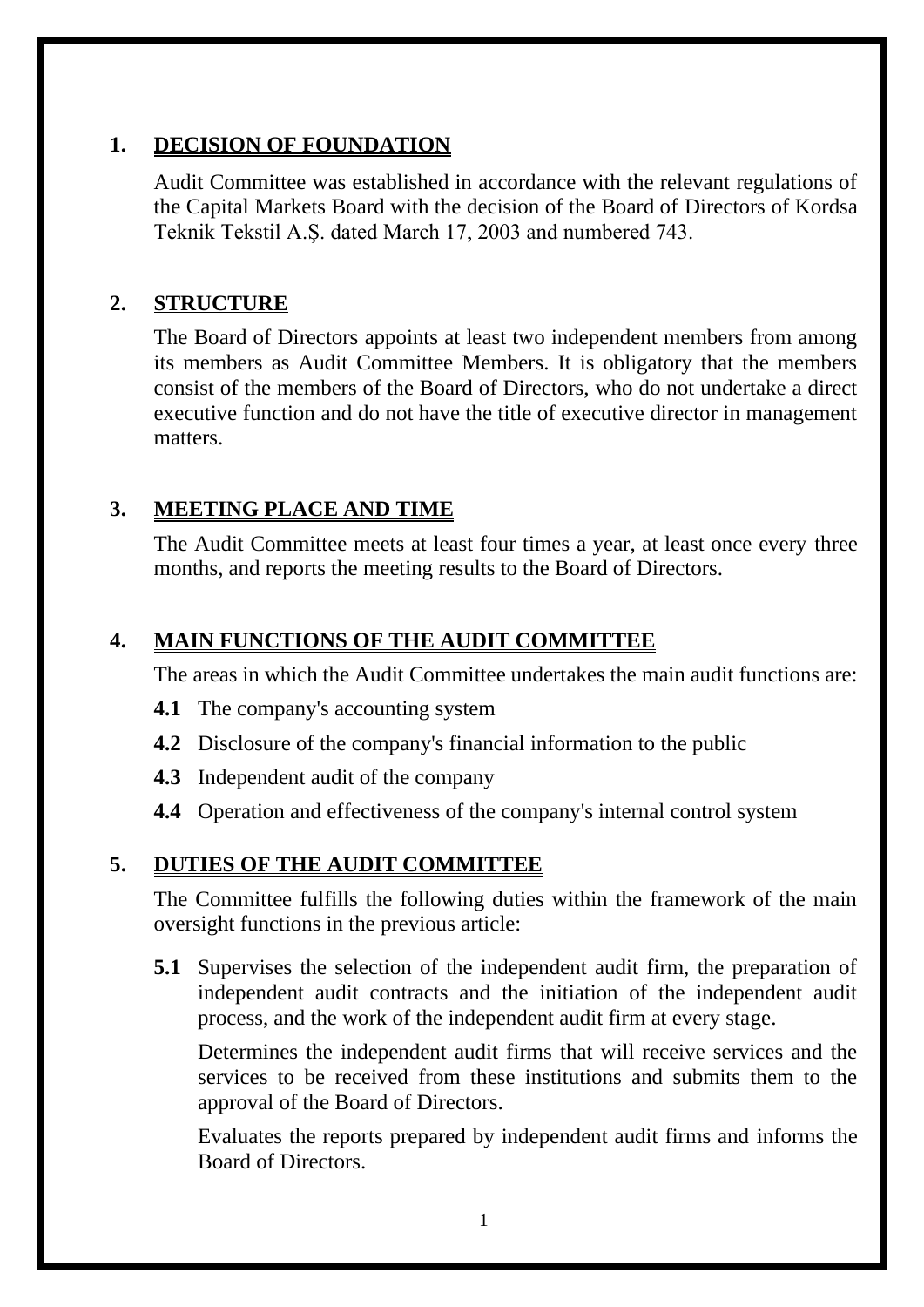## 1. DECISION OF FOUNDATION

Audit Committee was established in accordance with the relevant regulations of the Capital Markets Board with the decision of the Board of Directors of Kordsa Teknik Tekstil A.Ş. dated March 17, 2003 and numbered 743.

## 2. STRUCTURE

The Board of Directors appoints at least two independent members from among its members as Audit Committee Members. It is obligatory that the members consist of the members of the Board of Directors, who do not undertake a direct executive function and do not have the title of executive director in management matters.

## 3. MEETING PLACE AND TIME

The Audit Committee meets at least four times a year, at least once every three months, and reports the meeting results to the Board of Directors.

## 4. MAIN FUNCTIONS OF THE AUDIT COMMITTEE

The areas in which the Audit Committee undertakes the main audit functions are:

**4.1** The company's accounting system

**4.2** Disclosure of the company's financial information to the public

**4.3** Independent audit of the company

**4.4** Operation and effectiveness of the company's internal control system

## 5. DUTIES OF THE AUDIT COMMITTEE

The Committee fulfills the following duties within the framework of the main oversight functions in the previous article:

**5.1** Supervises the selection of the independent audit firm, the preparation of independent audit contracts and the initiation of the independent audit process, and the work of the independent audit firm at every stage.

Determines the independent audit firms that will receive services and the services to be received from these institutions and submits them to the approval of the Board of Directors.

Evaluates the reports prepared by independent audit firms and informs the Board of Directors.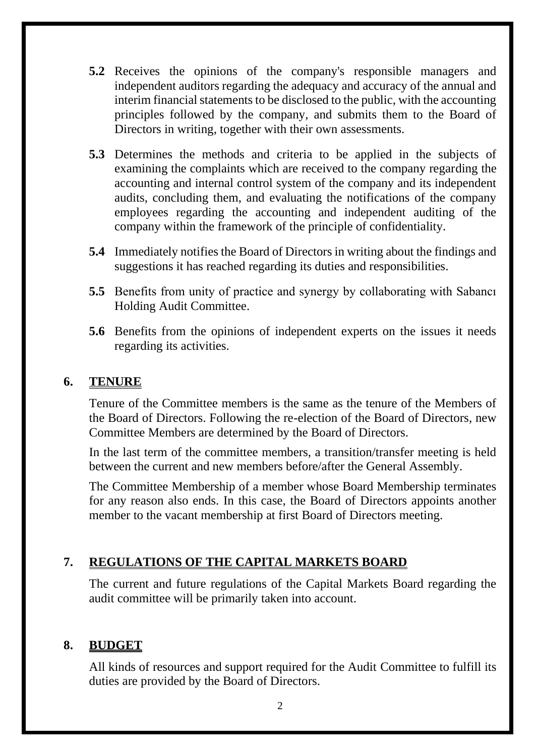**5.2** Receives the opinions of the company's responsible managers and independent auditors regarding the adequacy and accuracy of the annual and interim financial statements to be disclosed to the public, with the accounting principles followed by the company, and submits them to the Board of Directors in writing, together with their own assessments.

**5.3** Determines the methods and criteria to be applied in the subjects of examining the complaints which are received to the company regarding the accounting and internal control system of the company and its independent audits, concluding them, and evaluating the notifications of the company employees regarding the accounting and independent auditing of the company within the framework of the principle of confidentiality.

**5.4** Immediately notifies the Board of Directors in writing about the findings and suggestions it has reached regarding its duties and responsibilities.

**5.5** Benefits from unity of practice and synergy by collaborating with Sabancı Holding Audit Committee.

**5.6** Benefits from the opinions of independent experts on the issues it needs regarding its activities.

## 6. TENURE

Tenure of the Committee members is the same as the tenure of the Members of the Board of Directors. Following the re-election of the Board of Directors, new Committee Members are determined by the Board of Directors.

In the last term of the committee members, a transition/transfer meeting is held between the current and new members before/after the General Assembly.

The Committee Membership of a member whose Board Membership terminates for any reason also ends. In this case, the Board of Directors appoints another member to the vacant membership at first Board of Directors meeting.

## 7. REGULATIONS OF THE CAPITAL MARKETS BOARD

The current and future regulations of the Capital Markets Board regarding the audit committee will be primarily taken into account.

## 8. BUDGET

All kinds of resources and support required for the Audit Committee to fulfill its duties are provided by the Board of Directors.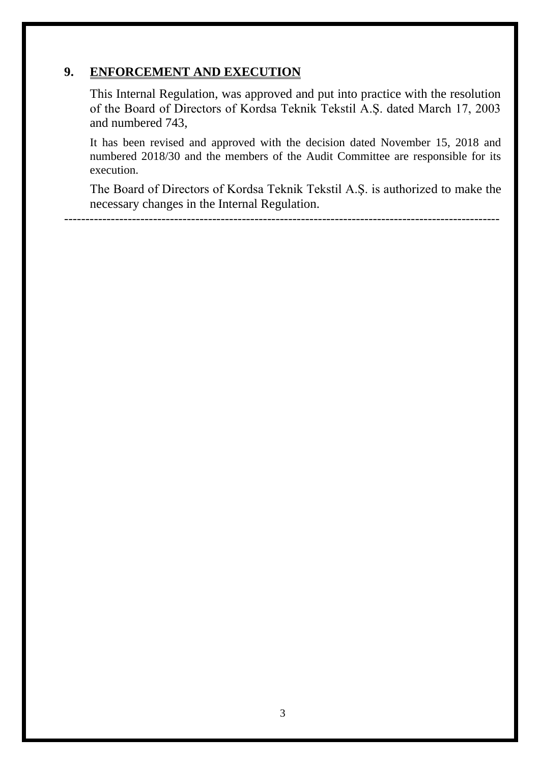## 9. ENFORCEMENT AND EXECUTION

This Internal Regulation, was approved and put into practice with the resolution of the Board of Directors of Kordsa Teknik Tekstil A.Ş. dated March 17, 2003 and numbered 743,

It has been revised and approved with the decision dated November 15, 2018 and numbered 2018/30 and the members of the Audit Committee are responsible for its execution.

The Board of Directors of Kordsa Teknik Tekstil A.Ş. is authorized to make the necessary changes in the Internal Regulation.

---